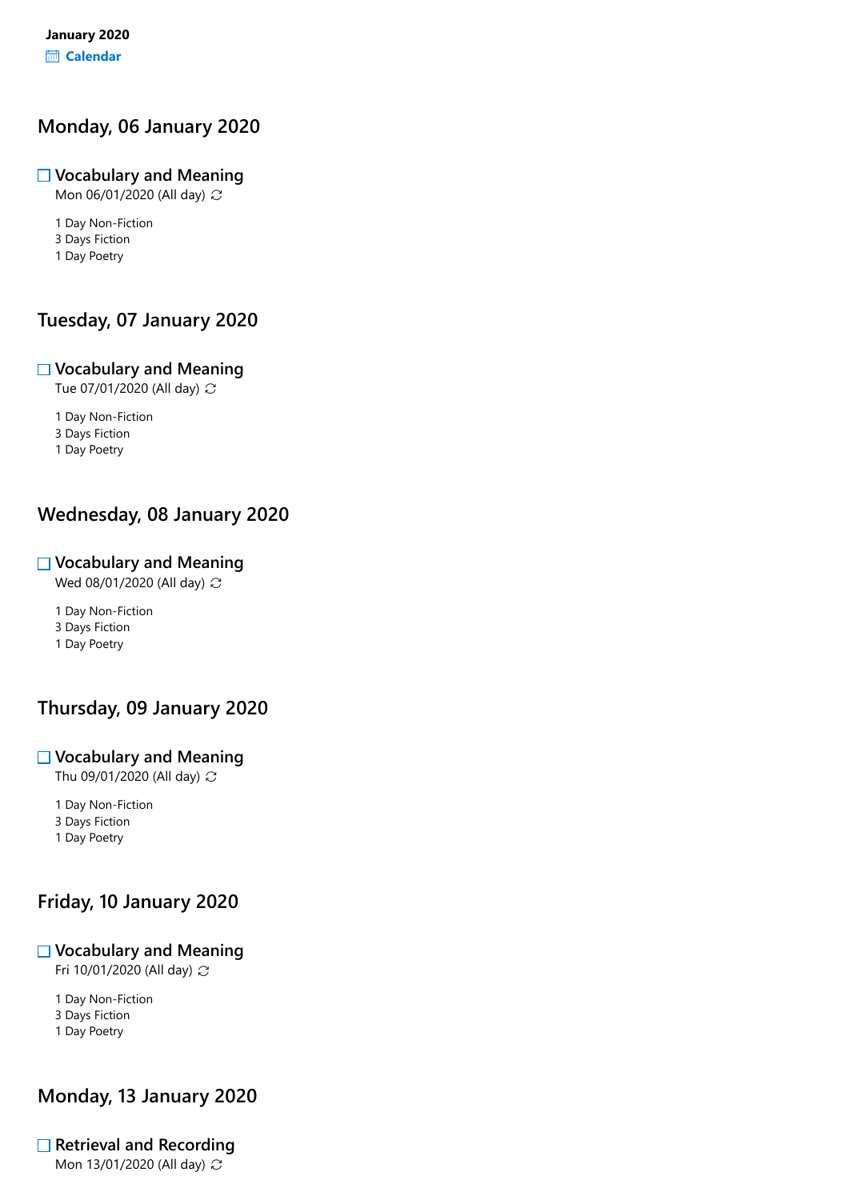**January 2020**
**Calendar**

## Monday, 06 January 2020

### ☐ Vocabulary and Meaning

Mon 06/01/2020 (All day)

1 Day Non-Fiction
3 Days Fiction
1 Day Poetry

## Tuesday, 07 January 2020

### ☐ Vocabulary and Meaning

Tue 07/01/2020 (All day)

1 Day Non-Fiction
3 Days Fiction
1 Day Poetry

## Wednesday, 08 January 2020

### ☐ Vocabulary and Meaning

Wed 08/01/2020 (All day)

1 Day Non-Fiction
3 Days Fiction
1 Day Poetry

## Thursday, 09 January 2020

### ☐ Vocabulary and Meaning

Thu 09/01/2020 (All day)

1 Day Non-Fiction
3 Days Fiction
1 Day Poetry

## Friday, 10 January 2020

### ☐ Vocabulary and Meaning

Fri 10/01/2020 (All day)

1 Day Non-Fiction
3 Days Fiction
1 Day Poetry

## Monday, 13 January 2020

### ☐ Retrieval and Recording

Mon 13/01/2020 (All day)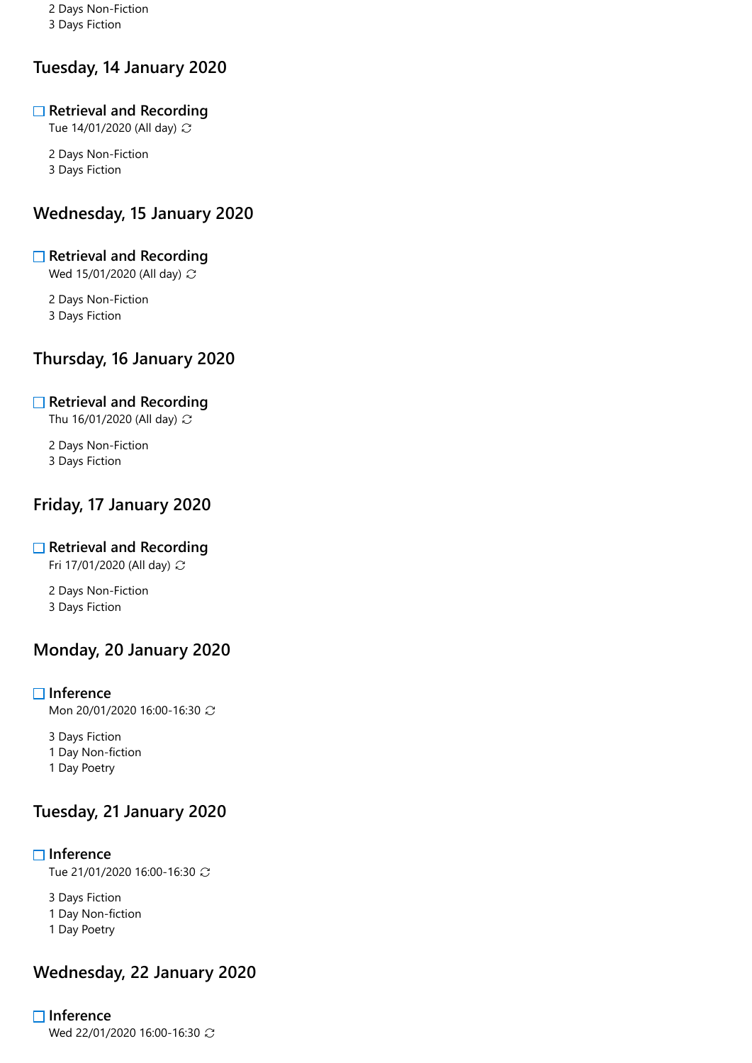2 Days Non-Fiction
3 Days Fiction

## Tuesday, 14 January 2020

- [ ] **Retrieval and Recording**
Tue 14/01/2020 (All day)

2 Days Non-Fiction
3 Days Fiction

## Wednesday, 15 January 2020

- [ ] **Retrieval and Recording**
Wed 15/01/2020 (All day)

2 Days Non-Fiction
3 Days Fiction

## Thursday, 16 January 2020

- [ ] **Retrieval and Recording**
Thu 16/01/2020 (All day)

2 Days Non-Fiction
3 Days Fiction

## Friday, 17 January 2020

- [ ] **Retrieval and Recording**
Fri 17/01/2020 (All day)

2 Days Non-Fiction
3 Days Fiction

## Monday, 20 January 2020

- [ ] **Inference**
Mon 20/01/2020 16:00-16:30

3 Days Fiction
1 Day Non-fiction
1 Day Poetry

## Tuesday, 21 January 2020

- [ ] **Inference**
Tue 21/01/2020 16:00-16:30

3 Days Fiction
1 Day Non-fiction
1 Day Poetry

## Wednesday, 22 January 2020

- [ ] **Inference**
Wed 22/01/2020 16:00-16:30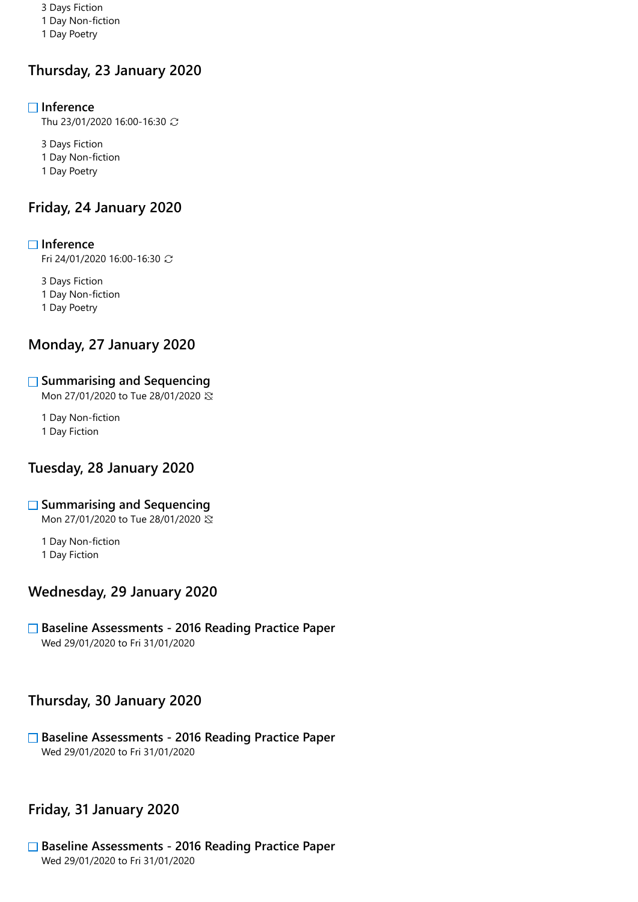3 Days Fiction
1 Day Non-fiction
1 Day Poetry

## Thursday, 23 January 2020

- [ ] **Inference**
  Thu 23/01/2020 16:00-16:30

  3 Days Fiction
  1 Day Non-fiction
  1 Day Poetry

## Friday, 24 January 2020

- [ ] **Inference**
  Fri 24/01/2020 16:00-16:30

  3 Days Fiction
  1 Day Non-fiction
  1 Day Poetry

## Monday, 27 January 2020

- [ ] **Summarising and Sequencing**
  Mon 27/01/2020 to Tue 28/01/2020

  1 Day Non-fiction
  1 Day Fiction

## Tuesday, 28 January 2020

- [ ] **Summarising and Sequencing**
  Mon 27/01/2020 to Tue 28/01/2020

  1 Day Non-fiction
  1 Day Fiction

## Wednesday, 29 January 2020

- [ ] **Baseline Assessments - 2016 Reading Practice Paper**
  Wed 29/01/2020 to Fri 31/01/2020

## Thursday, 30 January 2020

- [ ] **Baseline Assessments - 2016 Reading Practice Paper**
  Wed 29/01/2020 to Fri 31/01/2020

## Friday, 31 January 2020

- [ ] **Baseline Assessments - 2016 Reading Practice Paper**
  Wed 29/01/2020 to Fri 31/01/2020